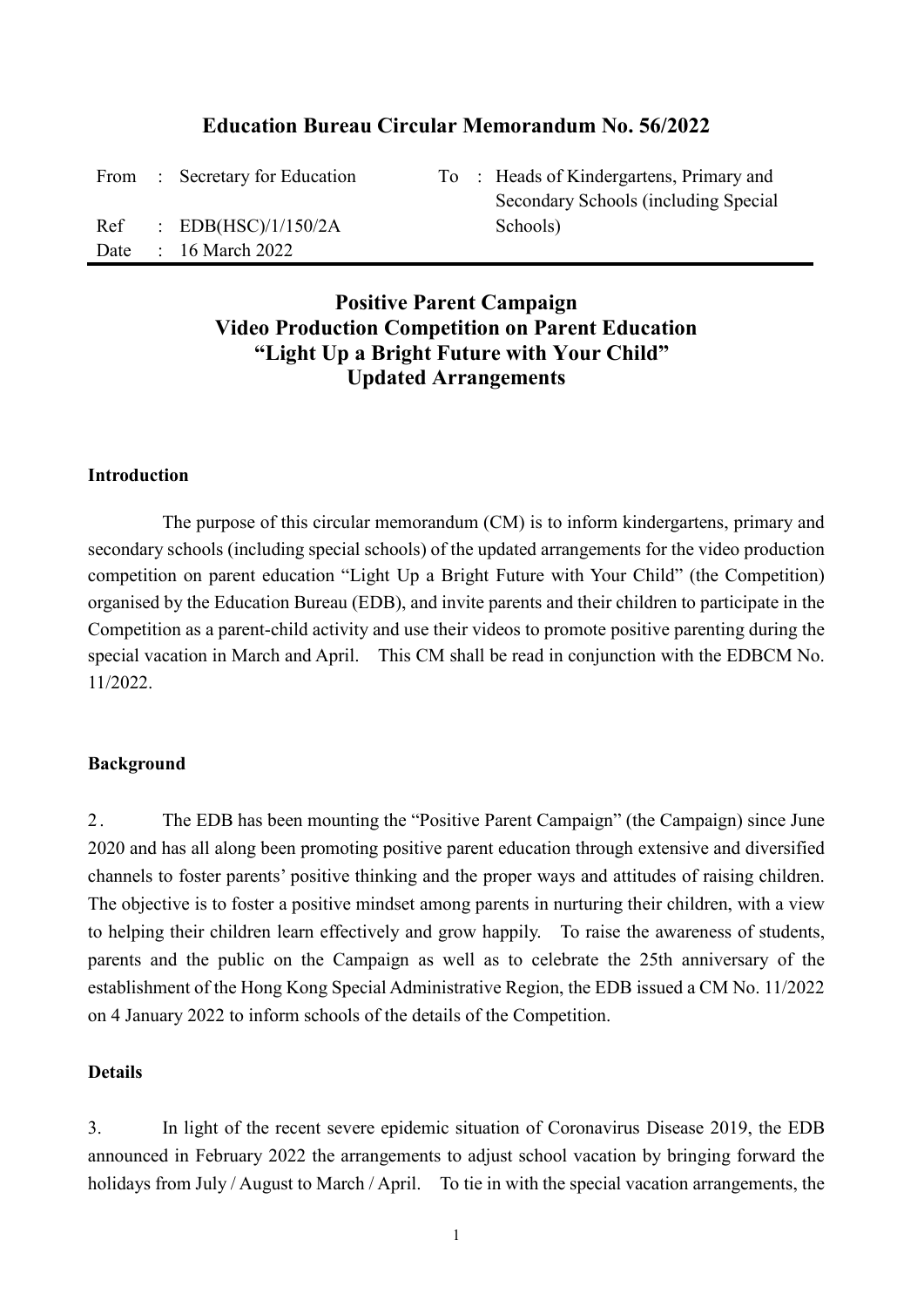# Education Bureau Circular Memorandum No. 56/2022

| | | | | |
|---|---|---|---|---|
| From | : Secretary for Education | To | : | Heads of Kindergartens, Primary and Secondary Schools (including Special Schools) |
| Ref | : EDB(HSC)/1/150/2A | | | |
| Date | : 16 March 2022 | | | |

## Positive Parent Campaign
## Video Production Competition on Parent Education
## "Light Up a Bright Future with Your Child"
## Updated Arrangements

### Introduction

The purpose of this circular memorandum (CM) is to inform kindergartens, primary and secondary schools (including special schools) of the updated arrangements for the video production competition on parent education "Light Up a Bright Future with Your Child" (the Competition) organised by the Education Bureau (EDB), and invite parents and their children to participate in the Competition as a parent-child activity and use their videos to promote positive parenting during the special vacation in March and April. This CM shall be read in conjunction with the EDBCM No. 11/2022.

### Background

2. The EDB has been mounting the "Positive Parent Campaign" (the Campaign) since June 2020 and has all along been promoting positive parent education through extensive and diversified channels to foster parents' positive thinking and the proper ways and attitudes of raising children. The objective is to foster a positive mindset among parents in nurturing their children, with a view to helping their children learn effectively and grow happily. To raise the awareness of students, parents and the public on the Campaign as well as to celebrate the 25th anniversary of the establishment of the Hong Kong Special Administrative Region, the EDB issued a CM No. 11/2022 on 4 January 2022 to inform schools of the details of the Competition.

### Details

3. In light of the recent severe epidemic situation of Coronavirus Disease 2019, the EDB announced in February 2022 the arrangements to adjust school vacation by bringing forward the holidays from July / August to March / April. To tie in with the special vacation arrangements, the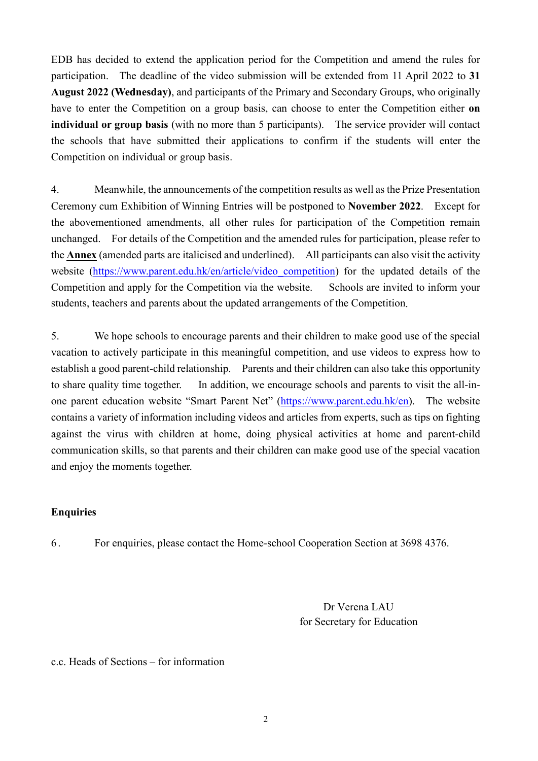EDB has decided to extend the application period for the Competition and amend the rules for participation. The deadline of the video submission will be extended from 11 April 2022 to **31 August 2022 (Wednesday)**, and participants of the Primary and Secondary Groups, who originally have to enter the Competition on a group basis, can choose to enter the Competition either **on individual or group basis** (with no more than 5 participants). The service provider will contact the schools that have submitted their applications to confirm if the students will enter the Competition on individual or group basis.

4. Meanwhile, the announcements of the competition results as well as the Prize Presentation Ceremony cum Exhibition of Winning Entries will be postponed to **November 2022**. Except for the abovementioned amendments, all other rules for participation of the Competition remain unchanged. For details of the Competition and the amended rules for participation, please refer to the **Annex** (amended parts are italicised and underlined). All participants can also visit the activity website (https://www.parent.edu.hk/en/article/video_competition) for the updated details of the Competition and apply for the Competition via the website. Schools are invited to inform your students, teachers and parents about the updated arrangements of the Competition.

5. We hope schools to encourage parents and their children to make good use of the special vacation to actively participate in this meaningful competition, and use videos to express how to establish a good parent-child relationship. Parents and their children can also take this opportunity to share quality time together. In addition, we encourage schools and parents to visit the all-in-one parent education website "Smart Parent Net" (https://www.parent.edu.hk/en). The website contains a variety of information including videos and articles from experts, such as tips on fighting against the virus with children at home, doing physical activities at home and parent-child communication skills, so that parents and their children can make good use of the special vacation and enjoy the moments together.

**Enquiries**

6. For enquiries, please contact the Home-school Cooperation Section at 3698 4376.

Dr Verena LAU
for Secretary for Education

c.c. Heads of Sections – for information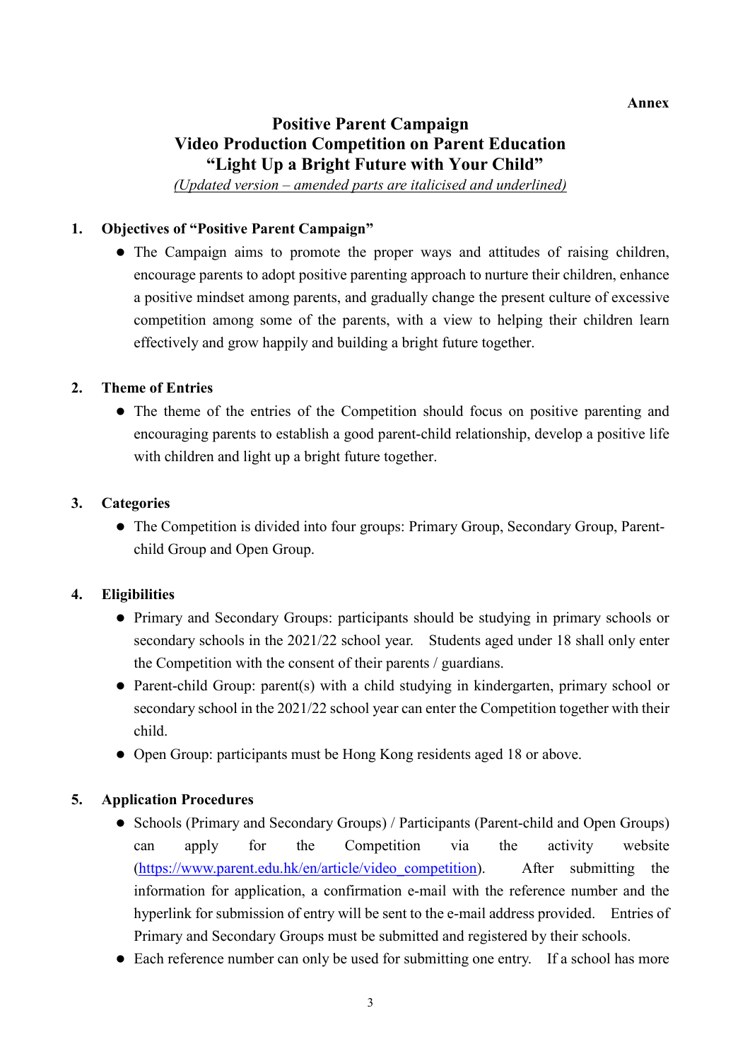**Annex**

# Positive Parent Campaign
# Video Production Competition on Parent Education
# "Light Up a Bright Future with Your Child"

*(Updated version – amended parts are italicised and underlined)*

## 1. Objectives of "Positive Parent Campaign"

- The Campaign aims to promote the proper ways and attitudes of raising children, encourage parents to adopt positive parenting approach to nurture their children, enhance a positive mindset among parents, and gradually change the present culture of excessive competition among some of the parents, with a view to helping their children learn effectively and grow happily and building a bright future together.

## 2. Theme of Entries

- The theme of the entries of the Competition should focus on positive parenting and encouraging parents to establish a good parent-child relationship, develop a positive life with children and light up a bright future together.

## 3. Categories

- The Competition is divided into four groups: Primary Group, Secondary Group, Parent-child Group and Open Group.

## 4. Eligibilities

- Primary and Secondary Groups: participants should be studying in primary schools or secondary schools in the 2021/22 school year. Students aged under 18 shall only enter the Competition with the consent of their parents / guardians.
- Parent-child Group: parent(s) with a child studying in kindergarten, primary school or secondary school in the 2021/22 school year can enter the Competition together with their child.
- Open Group: participants must be Hong Kong residents aged 18 or above.

## 5. Application Procedures

- Schools (Primary and Secondary Groups) / Participants (Parent-child and Open Groups) can apply for the Competition via the activity website (https://www.parent.edu.hk/en/article/video_competition). After submitting the information for application, a confirmation e-mail with the reference number and the hyperlink for submission of entry will be sent to the e-mail address provided. Entries of Primary and Secondary Groups must be submitted and registered by their schools.
- Each reference number can only be used for submitting one entry. If a school has more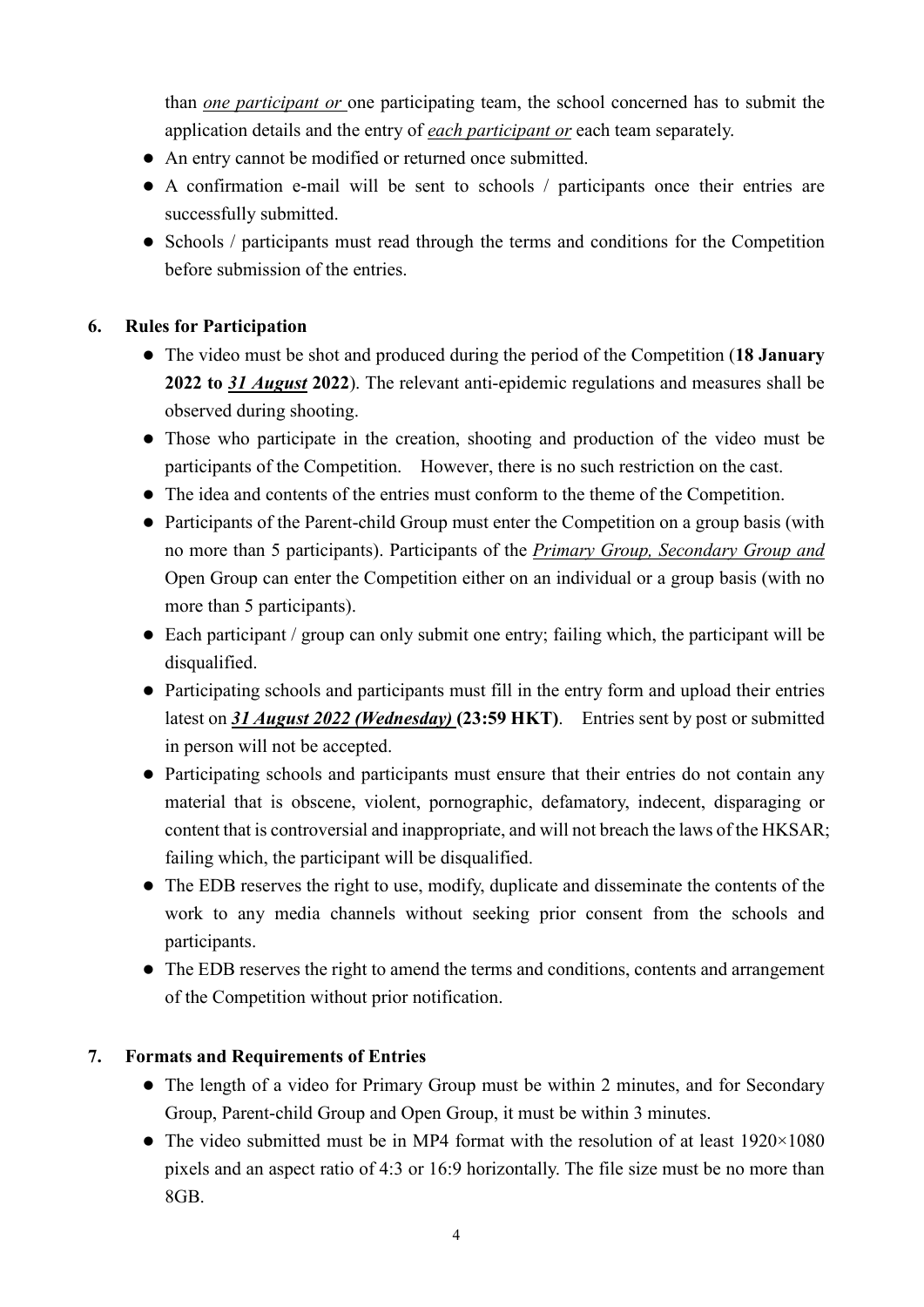than *one participant or* one participating team, the school concerned has to submit the application details and the entry of *each participant or* each team separately.

- An entry cannot be modified or returned once submitted.
- A confirmation e-mail will be sent to schools / participants once their entries are successfully submitted.
- Schools / participants must read through the terms and conditions for the Competition before submission of the entries.

## 6. Rules for Participation

- The video must be shot and produced during the period of the Competition (**18 January 2022 to *31 August* 2022**). The relevant anti-epidemic regulations and measures shall be observed during shooting.
- Those who participate in the creation, shooting and production of the video must be participants of the Competition. However, there is no such restriction on the cast.
- The idea and contents of the entries must conform to the theme of the Competition.
- Participants of the Parent-child Group must enter the Competition on a group basis (with no more than 5 participants). Participants of the *Primary Group, Secondary Group and* Open Group can enter the Competition either on an individual or a group basis (with no more than 5 participants).
- Each participant / group can only submit one entry; failing which, the participant will be disqualified.
- Participating schools and participants must fill in the entry form and upload their entries latest on ***31 August 2022 (Wednesday)*** **(23:59 HKT)**. Entries sent by post or submitted in person will not be accepted.
- Participating schools and participants must ensure that their entries do not contain any material that is obscene, violent, pornographic, defamatory, indecent, disparaging or content that is controversial and inappropriate, and will not breach the laws of the HKSAR; failing which, the participant will be disqualified.
- The EDB reserves the right to use, modify, duplicate and disseminate the contents of the work to any media channels without seeking prior consent from the schools and participants.
- The EDB reserves the right to amend the terms and conditions, contents and arrangement of the Competition without prior notification.

## 7. Formats and Requirements of Entries

- The length of a video for Primary Group must be within 2 minutes, and for Secondary Group, Parent-child Group and Open Group, it must be within 3 minutes.
- The video submitted must be in MP4 format with the resolution of at least 1920×1080 pixels and an aspect ratio of 4:3 or 16:9 horizontally. The file size must be no more than 8GB.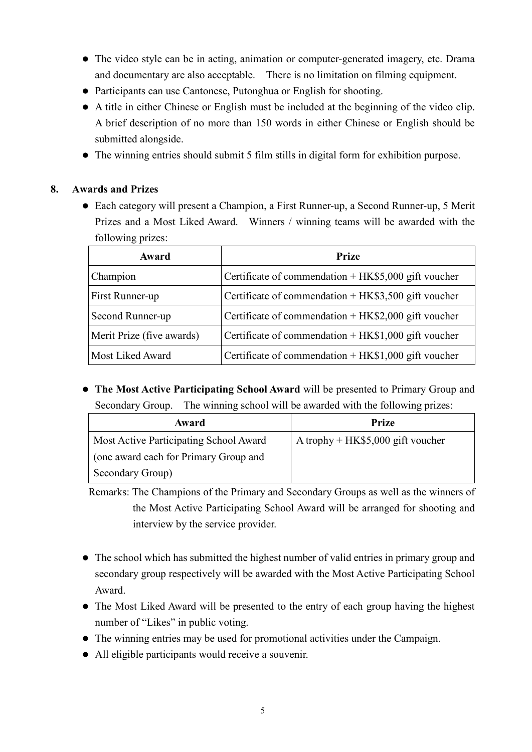- The video style can be in acting, animation or computer-generated imagery, etc. Drama and documentary are also acceptable. There is no limitation on filming equipment.
- Participants can use Cantonese, Putonghua or English for shooting.
- A title in either Chinese or English must be included at the beginning of the video clip. A brief description of no more than 150 words in either Chinese or English should be submitted alongside.
- The winning entries should submit 5 film stills in digital form for exhibition purpose.

## 8. Awards and Prizes

- Each category will present a Champion, a First Runner-up, a Second Runner-up, 5 Merit Prizes and a Most Liked Award. Winners / winning teams will be awarded with the following prizes:

| Award | Prize |
| --- | --- |
| Champion | Certificate of commendation + HK$5,000 gift voucher |
| First Runner-up | Certificate of commendation + HK$3,500 gift voucher |
| Second Runner-up | Certificate of commendation + HK$2,000 gift voucher |
| Merit Prize (five awards) | Certificate of commendation + HK$1,000 gift voucher |
| Most Liked Award | Certificate of commendation + HK$1,000 gift voucher |

- **The Most Active Participating School Award** will be presented to Primary Group and Secondary Group. The winning school will be awarded with the following prizes:

| Award | Prize |
| --- | --- |
| Most Active Participating School Award (one award each for Primary Group and Secondary Group) | A trophy + HK$5,000 gift voucher |

Remarks: The Champions of the Primary and Secondary Groups as well as the winners of the Most Active Participating School Award will be arranged for shooting and interview by the service provider.

- The school which has submitted the highest number of valid entries in primary group and secondary group respectively will be awarded with the Most Active Participating School Award.
- The Most Liked Award will be presented to the entry of each group having the highest number of "Likes" in public voting.
- The winning entries may be used for promotional activities under the Campaign.
- All eligible participants would receive a souvenir.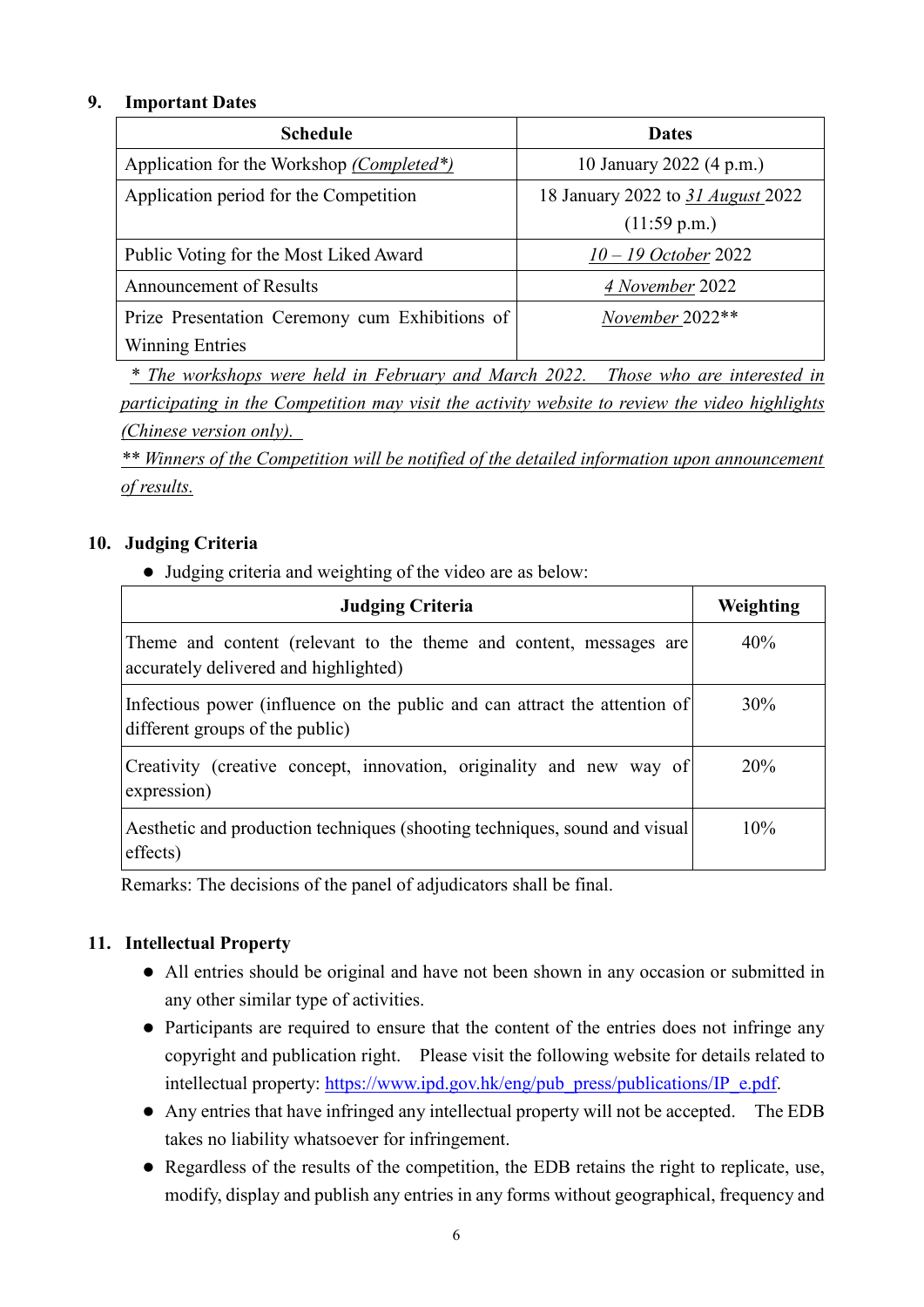## 9. Important Dates

| Schedule | Dates |
|---|---|
| Application for the Workshop *(Completed\*)* | 10 January 2022 (4 p.m.) |
| Application period for the Competition | 18 January 2022 to *31 August* 2022 (11:59 p.m.) |
| Public Voting for the Most Liked Award | *10 – 19 October* 2022 |
| Announcement of Results | *4 November* 2022 |
| Prize Presentation Ceremony cum Exhibitions of Winning Entries | *November* 2022** |

*\* The workshops were held in February and March 2022. Those who are interested in participating in the Competition may visit the activity website to review the video highlights (Chinese version only).*

*\*\* Winners of the Competition will be notified of the detailed information upon announcement of results.*

## 10. Judging Criteria

- Judging criteria and weighting of the video are as below:

| Judging Criteria | Weighting |
|---|---|
| Theme and content (relevant to the theme and content, messages are accurately delivered and highlighted) | 40% |
| Infectious power (influence on the public and can attract the attention of different groups of the public) | 30% |
| Creativity (creative concept, innovation, originality and new way of expression) | 20% |
| Aesthetic and production techniques (shooting techniques, sound and visual effects) | 10% |

Remarks: The decisions of the panel of adjudicators shall be final.

## 11. Intellectual Property

- All entries should be original and have not been shown in any occasion or submitted in any other similar type of activities.
- Participants are required to ensure that the content of the entries does not infringe any copyright and publication right. Please visit the following website for details related to intellectual property: https://www.ipd.gov.hk/eng/pub_press/publications/IP_e.pdf.
- Any entries that have infringed any intellectual property will not be accepted. The EDB takes no liability whatsoever for infringement.
- Regardless of the results of the competition, the EDB retains the right to replicate, use, modify, display and publish any entries in any forms without geographical, frequency and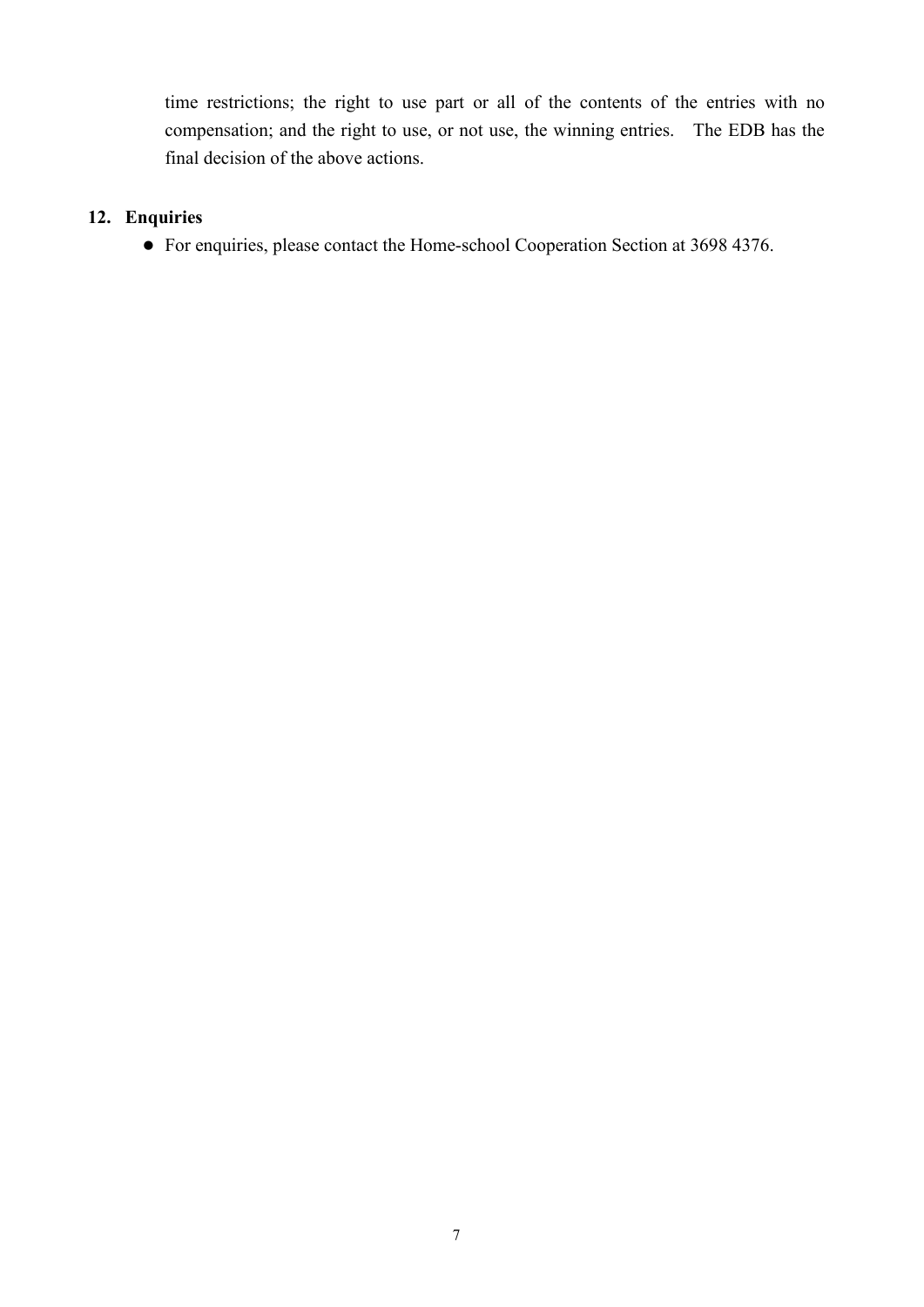time restrictions; the right to use part or all of the contents of the entries with no compensation; and the right to use, or not use, the winning entries. The EDB has the final decision of the above actions.

## 12. Enquiries

- For enquiries, please contact the Home-school Cooperation Section at 3698 4376.